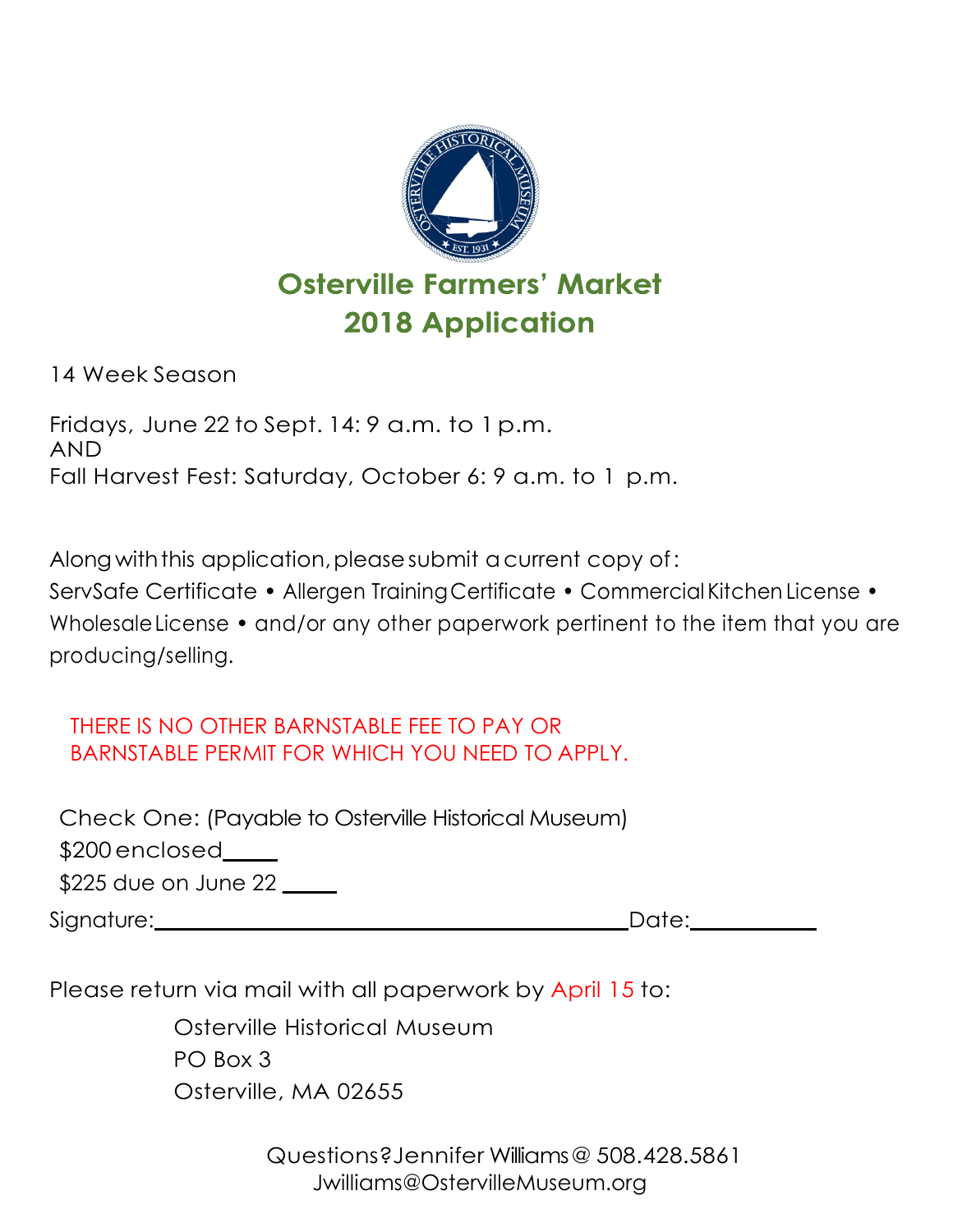# Osterville Farmers' Market
# 2018 Application

14 Week Season

Fridays, June 22 to Sept. 14: 9 a.m. to 1 p.m.
AND
Fall Harvest Fest: Saturday, October 6: 9 a.m. to 1 p.m.

Along with this application, please submit a current copy of:
ServSafe Certificate • Allergen Training Certificate • Commercial Kitchen License • Wholesale License • and/or any other paperwork pertinent to the item that you are producing/selling.

THERE IS NO OTHER BARNSTABLE FEE TO PAY OR BARNSTABLE PERMIT FOR WHICH YOU NEED TO APPLY.

Check One: (Payable to Osterville Historical Museum)

$200 enclosed____

$225 due on June 22 ____

Signature:________________________________________Date:__________

Please return via mail with all paperwork by April 15 to:

Osterville Historical Museum
PO Box 3
Osterville, MA 02655

Questions? Jennifer Williams @ 508.428.5861
Jwilliams@OstervilleMuseum.org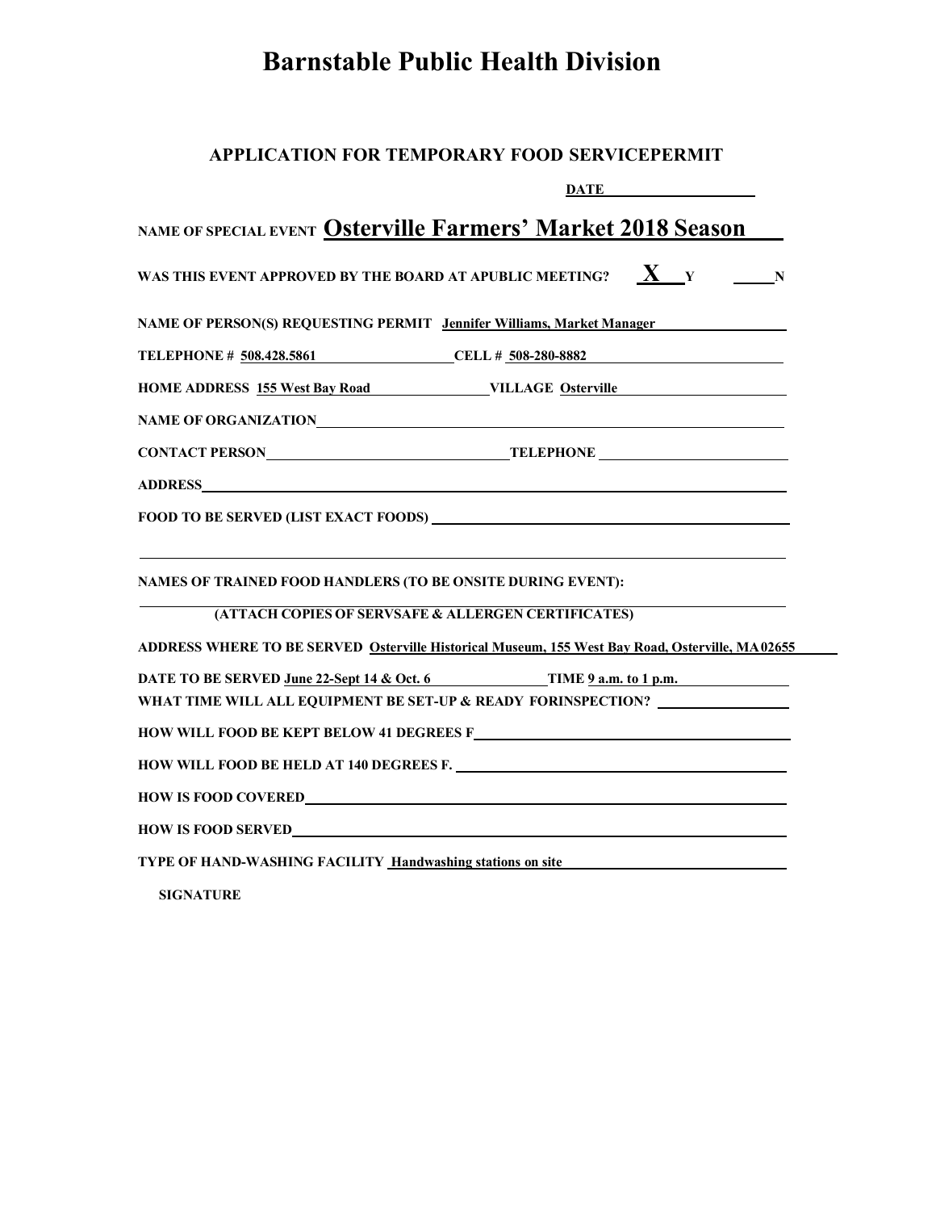# Barnstable Public Health Division

## APPLICATION FOR TEMPORARY FOOD SERVICEPERMIT

**DATE** ____________________

**NAME OF SPECIAL EVENT** **Osterville Farmers' Market 2018 Season**

**WAS THIS EVENT APPROVED BY THE BOARD AT APUBLIC MEETING?** **X** **Y** ____ **N**

**NAME OF PERSON(S) REQUESTING PERMIT** **Jennifer Williams, Market Manager**

**TELEPHONE #** **508.428.5861** **CELL #** **508-280-8882**

**HOME ADDRESS** **155 West Bay Road** **VILLAGE** **Osterville**

**NAME OF ORGANIZATION** ____________________

**CONTACT PERSON** ____________________ **TELEPHONE** ____________________

**ADDRESS** ____________________

**FOOD TO BE SERVED (LIST EXACT FOODS)** ____________________

____________________

**NAMES OF TRAINED FOOD HANDLERS (TO BE ONSITE DURING EVENT):**

____________________

**(ATTACH COPIES OF SERVSAFE & ALLERGEN CERTIFICATES)**

**ADDRESS WHERE TO BE SERVED** **Osterville Historical Museum, 155 West Bay Road, Osterville, MA 02655**

**DATE TO BE SERVED** **June 22-Sept 14 & Oct. 6** **TIME** **9 a.m. to 1 p.m.**

**WHAT TIME WILL ALL EQUIPMENT BE SET-UP & READY FORINSPECTION?** ____________________

**HOW WILL FOOD BE KEPT BELOW 41 DEGREES F** ____________________

**HOW WILL FOOD BE HELD AT 140 DEGREES F.** ____________________

**HOW IS FOOD COVERED** ____________________

**HOW IS FOOD SERVED** ____________________

**TYPE OF HAND-WASHING FACILITY** **Handwashing stations on site**

**SIGNATURE**